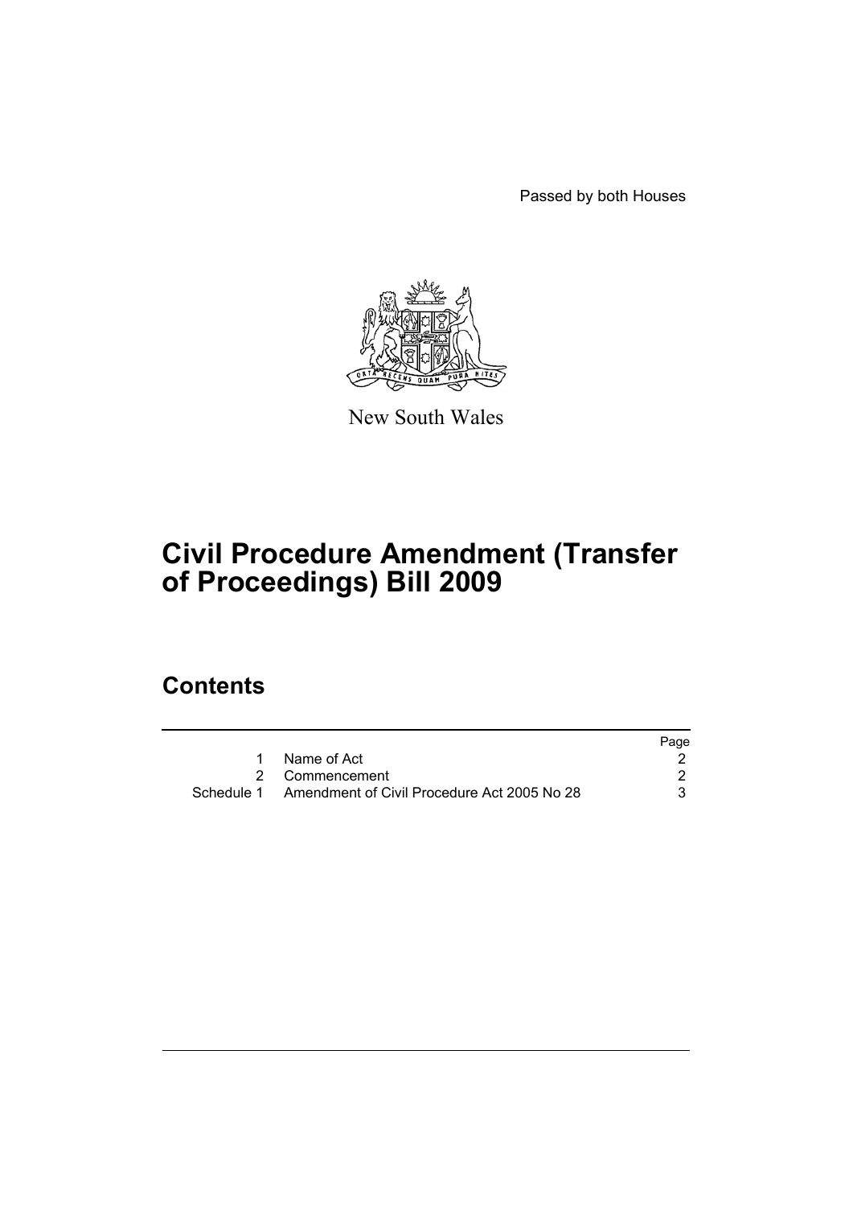Passed by both Houses

New South Wales

# Civil Procedure Amendment (Transfer of Proceedings) Bill 2009

## Contents

| | | Page |
|---|---|---|
| 1 | Name of Act | 2 |
| 2 | Commencement | 2 |
| Schedule 1 | Amendment of Civil Procedure Act 2005 No 28 | 3 |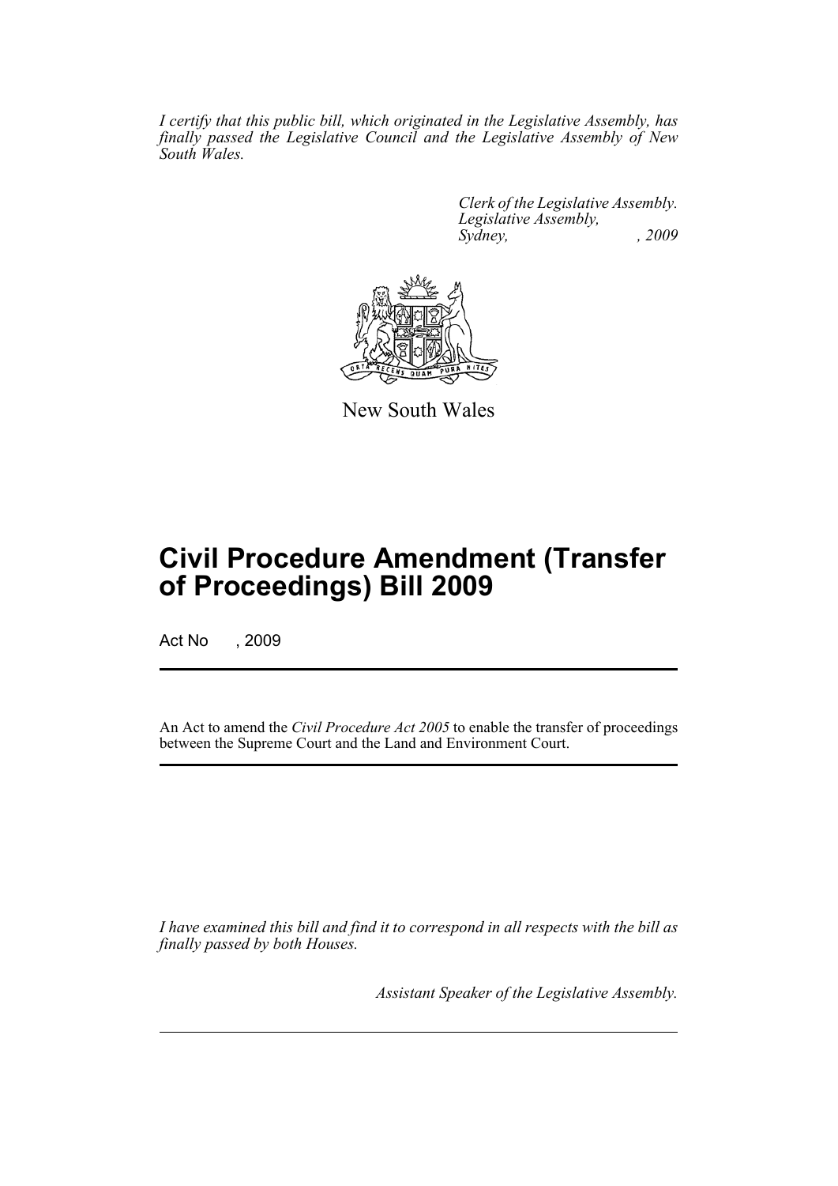*I certify that this public bill, which originated in the Legislative Assembly, has finally passed the Legislative Council and the Legislative Assembly of New South Wales.*

*Clerk of the Legislative Assembly.*
*Legislative Assembly,*
*Sydney, , 2009*

New South Wales

# Civil Procedure Amendment (Transfer of Proceedings) Bill 2009

Act No , 2009

An Act to amend the *Civil Procedure Act 2005* to enable the transfer of proceedings between the Supreme Court and the Land and Environment Court.

*I have examined this bill and find it to correspond in all respects with the bill as finally passed by both Houses.*

*Assistant Speaker of the Legislative Assembly.*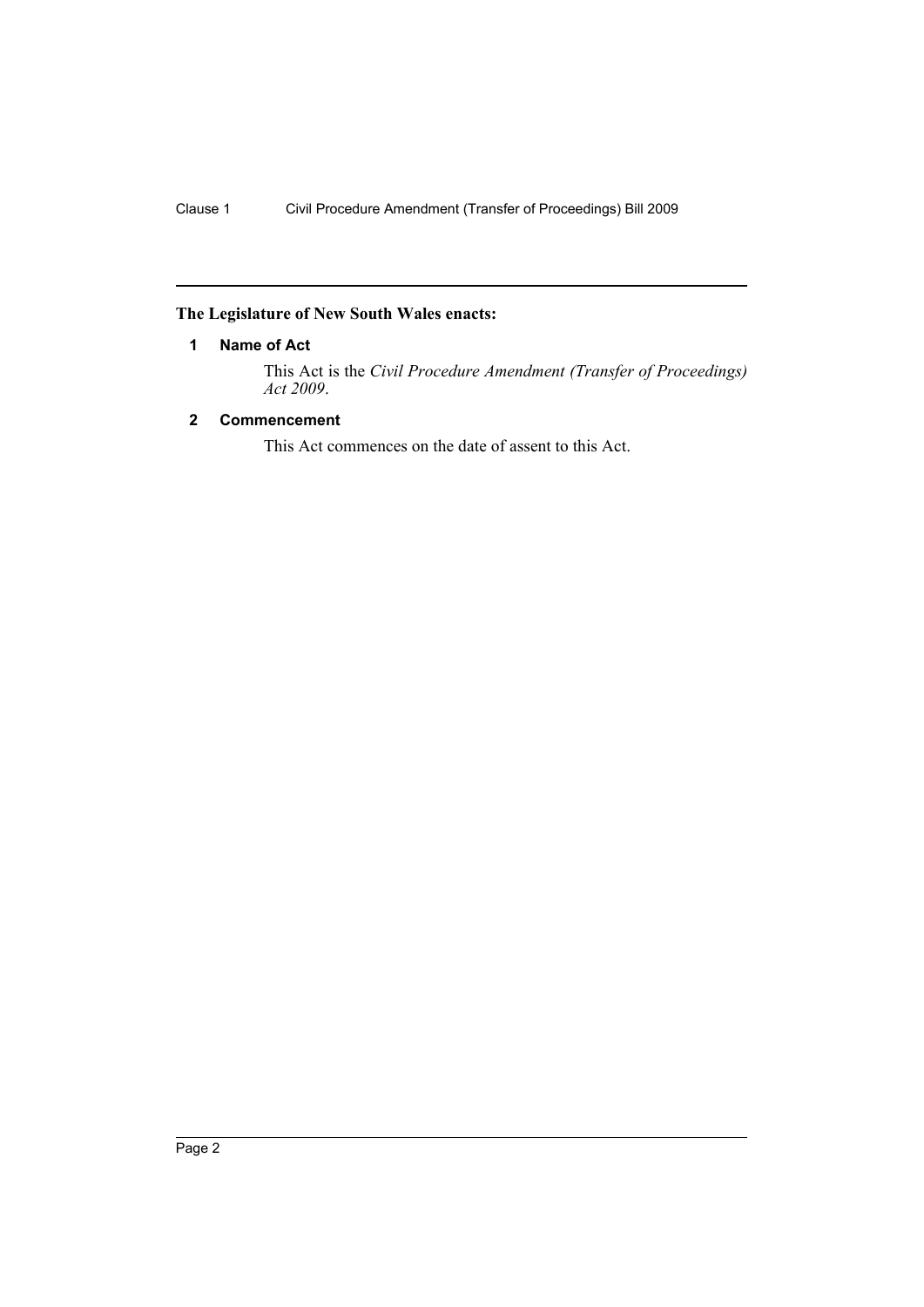**The Legislature of New South Wales enacts:**

## 1 Name of Act

This Act is the *Civil Procedure Amendment (Transfer of Proceedings) Act 2009*.

## 2 Commencement

This Act commences on the date of assent to this Act.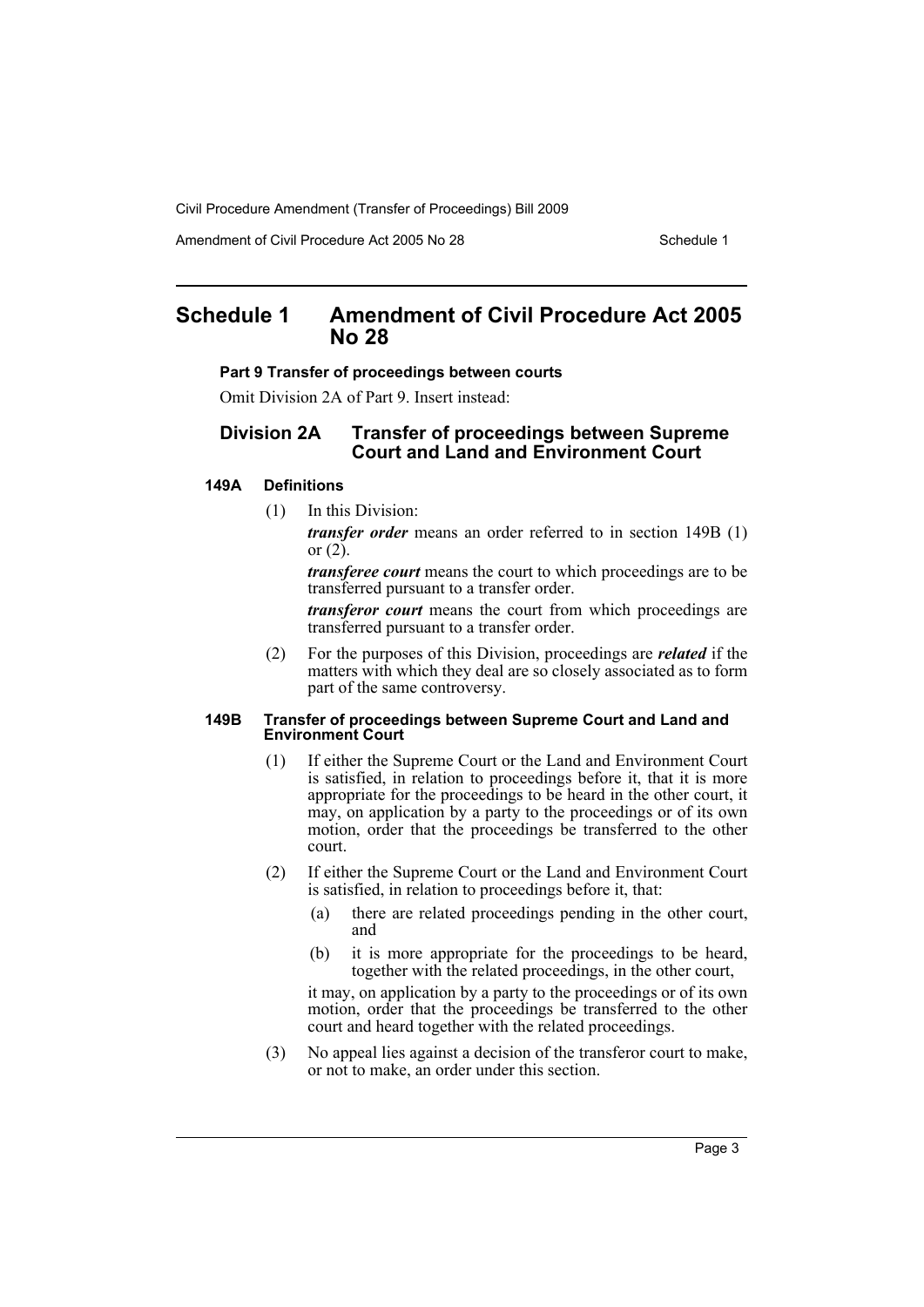# Schedule 1 Amendment of Civil Procedure Act 2005 No 28

**Part 9 Transfer of proceedings between courts**

Omit Division 2A of Part 9. Insert instead:

## Division 2A Transfer of proceedings between Supreme Court and Land and Environment Court

### 149A Definitions

(1) In this Division:

***transfer order*** means an order referred to in section 149B (1) or (2).

***transferee court*** means the court to which proceedings are to be transferred pursuant to a transfer order.

***transferor court*** means the court from which proceedings are transferred pursuant to a transfer order.

(2) For the purposes of this Division, proceedings are ***related*** if the matters with which they deal are so closely associated as to form part of the same controversy.

### 149B Transfer of proceedings between Supreme Court and Land and Environment Court

(1) If either the Supreme Court or the Land and Environment Court is satisfied, in relation to proceedings before it, that it is more appropriate for the proceedings to be heard in the other court, it may, on application by a party to the proceedings or of its own motion, order that the proceedings be transferred to the other court.

(2) If either the Supreme Court or the Land and Environment Court is satisfied, in relation to proceedings before it, that:

(a) there are related proceedings pending in the other court, and

(b) it is more appropriate for the proceedings to be heard, together with the related proceedings, in the other court,

it may, on application by a party to the proceedings or of its own motion, order that the proceedings be transferred to the other court and heard together with the related proceedings.

(3) No appeal lies against a decision of the transferor court to make, or not to make, an order under this section.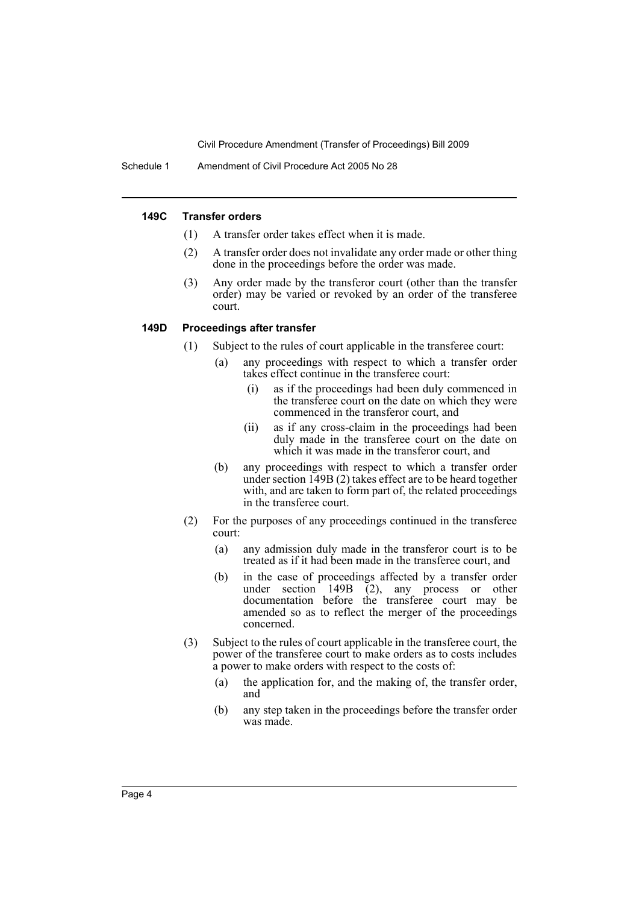#### 149C Transfer orders

(1) A transfer order takes effect when it is made.

(2) A transfer order does not invalidate any order made or other thing done in the proceedings before the order was made.

(3) Any order made by the transferor court (other than the transfer order) may be varied or revoked by an order of the transferee court.

#### 149D Proceedings after transfer

(1) Subject to the rules of court applicable in the transferee court:

- (a) any proceedings with respect to which a transfer order takes effect continue in the transferee court:
  - (i) as if the proceedings had been duly commenced in the transferee court on the date on which they were commenced in the transferor court, and
  - (ii) as if any cross-claim in the proceedings had been duly made in the transferee court on the date on which it was made in the transferor court, and
- (b) any proceedings with respect to which a transfer order under section 149B (2) takes effect are to be heard together with, and are taken to form part of, the related proceedings in the transferee court.

(2) For the purposes of any proceedings continued in the transferee court:

- (a) any admission duly made in the transferor court is to be treated as if it had been made in the transferee court, and
- (b) in the case of proceedings affected by a transfer order under section 149B (2), any process or other documentation before the transferee court may be amended so as to reflect the merger of the proceedings concerned.

(3) Subject to the rules of court applicable in the transferee court, the power of the transferee court to make orders as to costs includes a power to make orders with respect to the costs of:

- (a) the application for, and the making of, the transfer order, and
- (b) any step taken in the proceedings before the transfer order was made.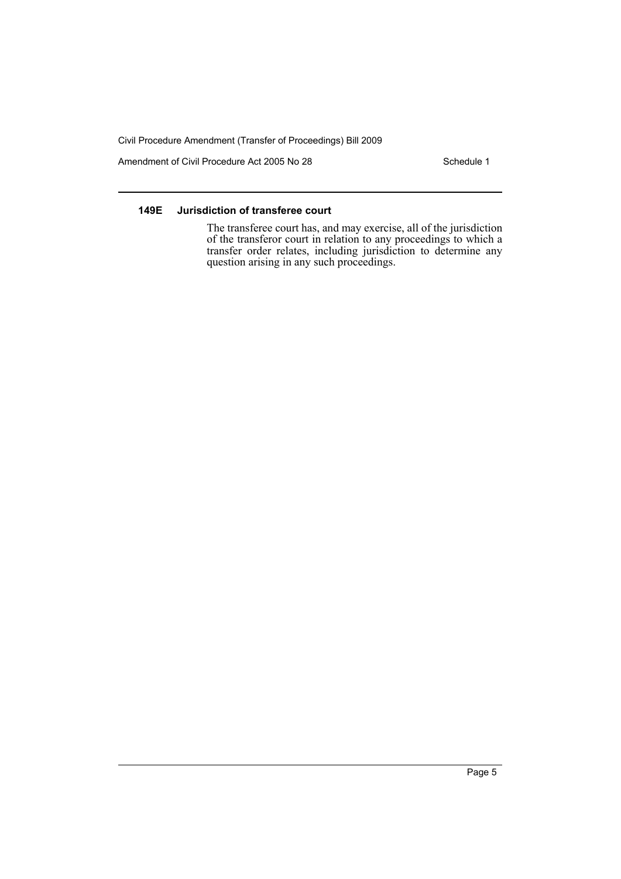#### 149E Jurisdiction of transferee court

The transferee court has, and may exercise, all of the jurisdiction of the transferor court in relation to any proceedings to which a transfer order relates, including jurisdiction to determine any question arising in any such proceedings.